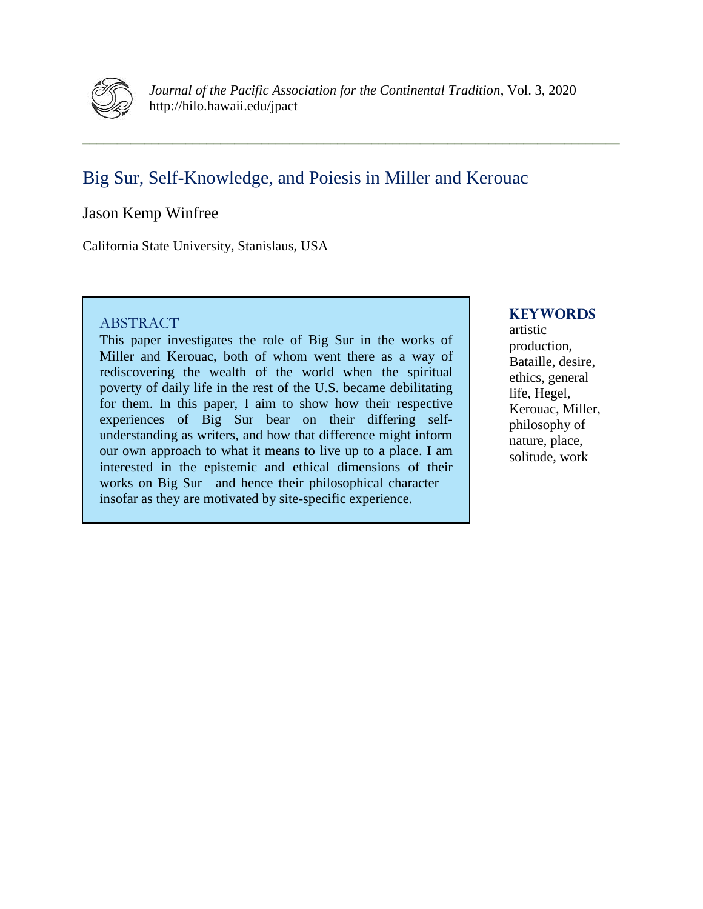*Journal of the Pacific Association for the Continental Tradition*, Vol. 3, 2020
http://hilo.hawaii.edu/jpact

# Big Sur, Self-Knowledge, and Poiesis in Miller and Kerouac

Jason Kemp Winfree

California State University, Stanislaus, USA

## ABSTRACT

This paper investigates the role of Big Sur in the works of Miller and Kerouac, both of whom went there as a way of rediscovering the wealth of the world when the spiritual poverty of daily life in the rest of the U.S. became debilitating for them. In this paper, I aim to show how their respective experiences of Big Sur bear on their differing self-understanding as writers, and how that difference might inform our own approach to what it means to live up to a place. I am interested in the epistemic and ethical dimensions of their works on Big Sur—and hence their philosophical character—insofar as they are motivated by site-specific experience.

## KEYWORDS

artistic production, Bataille, desire, ethics, general life, Hegel, Kerouac, Miller, philosophy of nature, place, solitude, work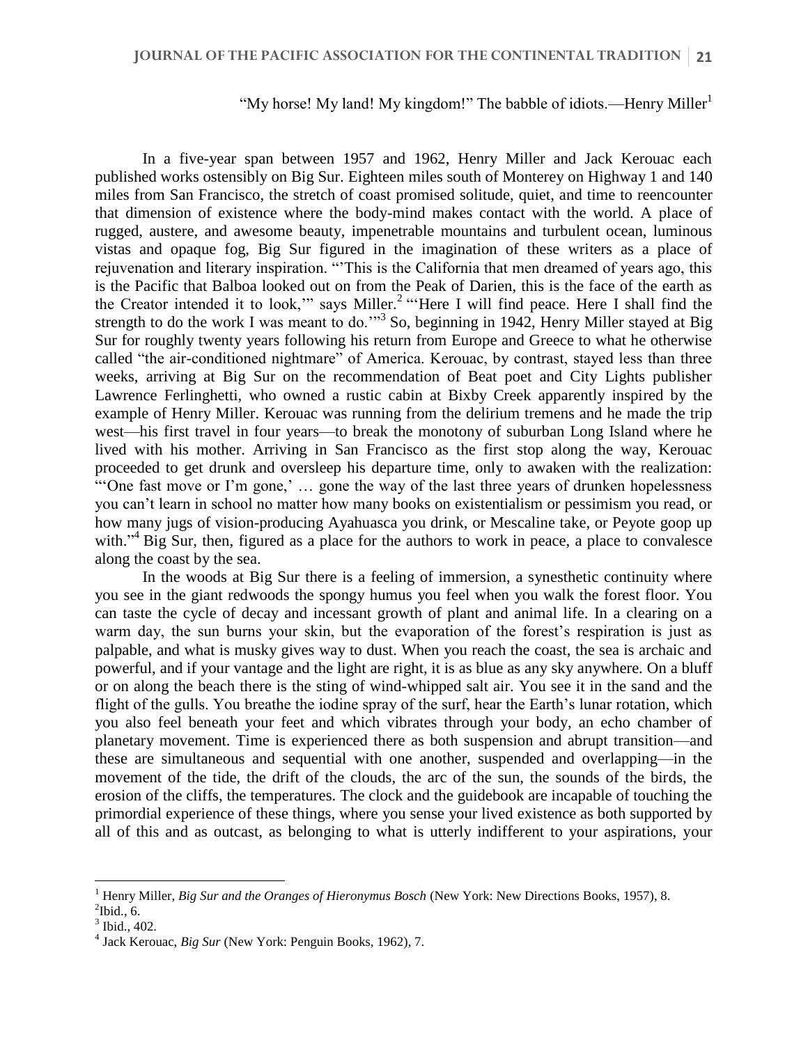"My horse! My land! My kingdom!" The babble of idiots.—Henry Miller[1]

In a five-year span between 1957 and 1962, Henry Miller and Jack Kerouac each published works ostensibly on Big Sur. Eighteen miles south of Monterey on Highway 1 and 140 miles from San Francisco, the stretch of coast promised solitude, quiet, and time to reencounter that dimension of existence where the body-mind makes contact with the world. A place of rugged, austere, and awesome beauty, impenetrable mountains and turbulent ocean, luminous vistas and opaque fog, Big Sur figured in the imagination of these writers as a place of rejuvenation and literary inspiration. "'This is the California that men dreamed of years ago, this is the Pacific that Balboa looked out on from the Peak of Darien, this is the face of the earth as the Creator intended it to look,'" says Miller.[2] "'Here I will find peace. Here I shall find the strength to do the work I was meant to do.'"[3] So, beginning in 1942, Henry Miller stayed at Big Sur for roughly twenty years following his return from Europe and Greece to what he otherwise called "the air-conditioned nightmare" of America. Kerouac, by contrast, stayed less than three weeks, arriving at Big Sur on the recommendation of Beat poet and City Lights publisher Lawrence Ferlinghetti, who owned a rustic cabin at Bixby Creek apparently inspired by the example of Henry Miller. Kerouac was running from the delirium tremens and he made the trip west—his first travel in four years—to break the monotony of suburban Long Island where he lived with his mother. Arriving in San Francisco as the first stop along the way, Kerouac proceeded to get drunk and oversleep his departure time, only to awaken with the realization: "'One fast move or I'm gone,' … gone the way of the last three years of drunken hopelessness you can't learn in school no matter how many books on existentialism or pessimism you read, or how many jugs of vision-producing Ayahuasca you drink, or Mescaline take, or Peyote goop up with."[4] Big Sur, then, figured as a place for the authors to work in peace, a place to convalesce along the coast by the sea.

In the woods at Big Sur there is a feeling of immersion, a synesthetic continuity where you see in the giant redwoods the spongy humus you feel when you walk the forest floor. You can taste the cycle of decay and incessant growth of plant and animal life. In a clearing on a warm day, the sun burns your skin, but the evaporation of the forest's respiration is just as palpable, and what is musky gives way to dust. When you reach the coast, the sea is archaic and powerful, and if your vantage and the light are right, it is as blue as any sky anywhere. On a bluff or on along the beach there is the sting of wind-whipped salt air. You see it in the sand and the flight of the gulls. You breathe the iodine spray of the surf, hear the Earth's lunar rotation, which you also feel beneath your feet and which vibrates through your body, an echo chamber of planetary movement. Time is experienced there as both suspension and abrupt transition—and these are simultaneous and sequential with one another, suspended and overlapping—in the movement of the tide, the drift of the clouds, the arc of the sun, the sounds of the birds, the erosion of the cliffs, the temperatures. The clock and the guidebook are incapable of touching the primordial experience of these things, where you sense your lived existence as both supported by all of this and as outcast, as belonging to what is utterly indifferent to your aspirations, your

---

[1] Henry Miller, *Big Sur and the Oranges of Hieronymus Bosch* (New York: New Directions Books, 1957), 8.

[2] Ibid., 6.

[3] Ibid., 402.

[4] Jack Kerouac, *Big Sur* (New York: Penguin Books, 1962), 7.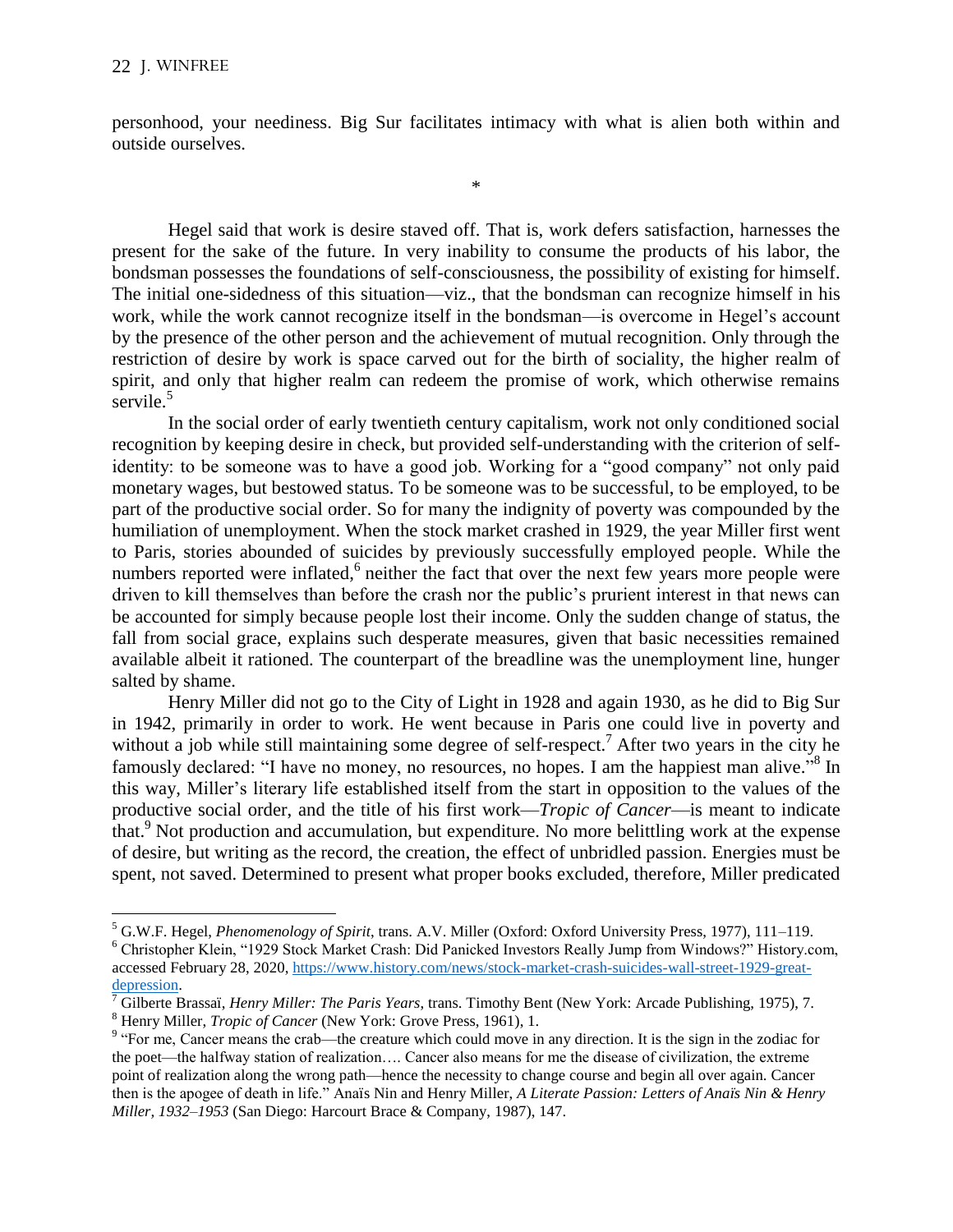personhood, your neediness. Big Sur facilitates intimacy with what is alien both within and outside ourselves.

*

Hegel said that work is desire staved off. That is, work defers satisfaction, harnesses the present for the sake of the future. In very inability to consume the products of his labor, the bondsman possesses the foundations of self-consciousness, the possibility of existing for himself. The initial one-sidedness of this situation—viz., that the bondsman can recognize himself in his work, while the work cannot recognize itself in the bondsman—is overcome in Hegel's account by the presence of the other person and the achievement of mutual recognition. Only through the restriction of desire by work is space carved out for the birth of sociality, the higher realm of spirit, and only that higher realm can redeem the promise of work, which otherwise remains servile.[5]

In the social order of early twentieth century capitalism, work not only conditioned social recognition by keeping desire in check, but provided self-understanding with the criterion of self-identity: to be someone was to have a good job. Working for a "good company" not only paid monetary wages, but bestowed status. To be someone was to be successful, to be employed, to be part of the productive social order. So for many the indignity of poverty was compounded by the humiliation of unemployment. When the stock market crashed in 1929, the year Miller first went to Paris, stories abounded of suicides by previously successfully employed people. While the numbers reported were inflated,[6] neither the fact that over the next few years more people were driven to kill themselves than before the crash nor the public's prurient interest in that news can be accounted for simply because people lost their income. Only the sudden change of status, the fall from social grace, explains such desperate measures, given that basic necessities remained available albeit it rationed. The counterpart of the breadline was the unemployment line, hunger salted by shame.

Henry Miller did not go to the City of Light in 1928 and again 1930, as he did to Big Sur in 1942, primarily in order to work. He went because in Paris one could live in poverty and without a job while still maintaining some degree of self-respect.[7] After two years in the city he famously declared: "I have no money, no resources, no hopes. I am the happiest man alive."[8] In this way, Miller's literary life established itself from the start in opposition to the values of the productive social order, and the title of his first work—*Tropic of Cancer*—is meant to indicate that.[9] Not production and accumulation, but expenditure. No more belittling work at the expense of desire, but writing as the record, the creation, the effect of unbridled passion. Energies must be spent, not saved. Determined to present what proper books excluded, therefore, Miller predicated

---

[5] G.W.F. Hegel, *Phenomenology of Spirit*, trans. A.V. Miller (Oxford: Oxford University Press, 1977), 111–119.

[6] Christopher Klein, "1929 Stock Market Crash: Did Panicked Investors Really Jump from Windows?" History.com, accessed February 28, 2020, https://www.history.com/news/stock-market-crash-suicides-wall-street-1929-great-depression.

[7] Gilberte Brassaï, *Henry Miller: The Paris Years*, trans. Timothy Bent (New York: Arcade Publishing, 1975), 7.

[8] Henry Miller, *Tropic of Cancer* (New York: Grove Press, 1961), 1.

[9] "For me, Cancer means the crab—the creature which could move in any direction. It is the sign in the zodiac for the poet—the halfway station of realization…. Cancer also means for me the disease of civilization, the extreme point of realization along the wrong path—hence the necessity to change course and begin all over again. Cancer then is the apogee of death in life." Anaïs Nin and Henry Miller, *A Literate Passion: Letters of Anaïs Nin & Henry Miller, 1932–1953* (San Diego: Harcourt Brace & Company, 1987), 147.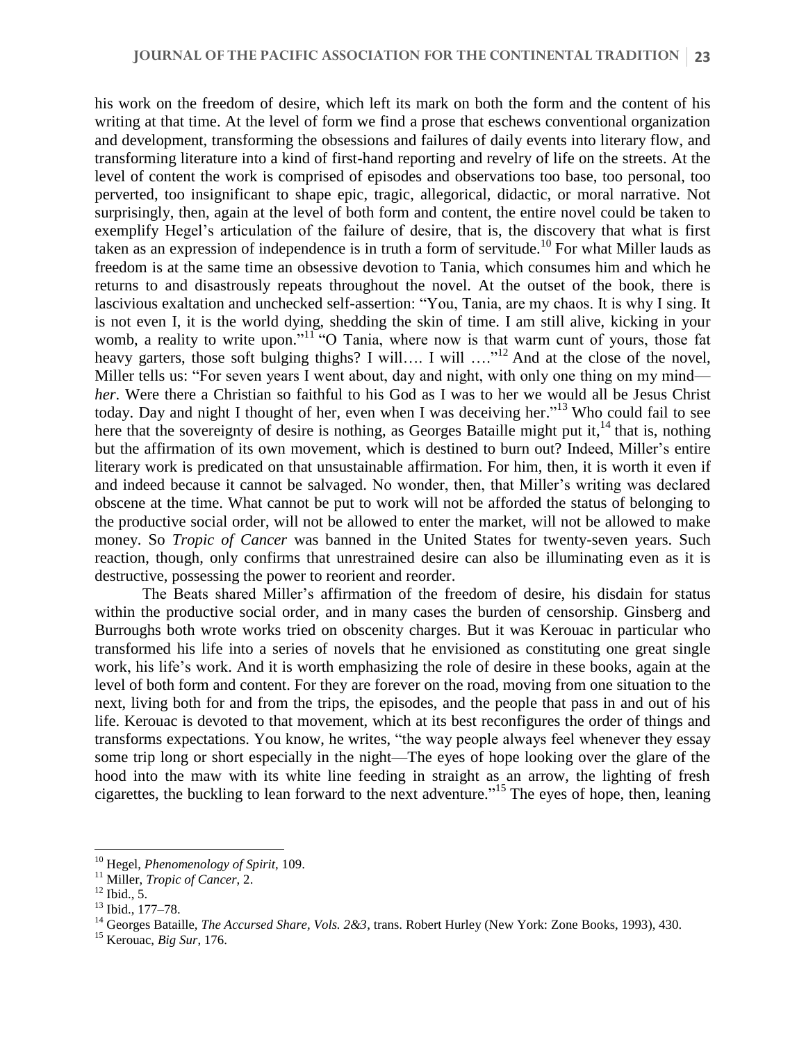his work on the freedom of desire, which left its mark on both the form and the content of his writing at that time. At the level of form we find a prose that eschews conventional organization and development, transforming the obsessions and failures of daily events into literary flow, and transforming literature into a kind of first-hand reporting and revelry of life on the streets. At the level of content the work is comprised of episodes and observations too base, too personal, too perverted, too insignificant to shape epic, tragic, allegorical, didactic, or moral narrative. Not surprisingly, then, again at the level of both form and content, the entire novel could be taken to exemplify Hegel's articulation of the failure of desire, that is, the discovery that what is first taken as an expression of independence is in truth a form of servitude.[10] For what Miller lauds as freedom is at the same time an obsessive devotion to Tania, which consumes him and which he returns to and disastrously repeats throughout the novel. At the outset of the book, there is lascivious exaltation and unchecked self-assertion: "You, Tania, are my chaos. It is why I sing. It is not even I, it is the world dying, shedding the skin of time. I am still alive, kicking in your womb, a reality to write upon."[11] "O Tania, where now is that warm cunt of yours, those fat heavy garters, those soft bulging thighs? I will…. I will …."[12] And at the close of the novel, Miller tells us: "For seven years I went about, day and night, with only one thing on my mind—*her*. Were there a Christian so faithful to his God as I was to her we would all be Jesus Christ today. Day and night I thought of her, even when I was deceiving her."[13] Who could fail to see here that the sovereignty of desire is nothing, as Georges Bataille might put it,[14] that is, nothing but the affirmation of its own movement, which is destined to burn out? Indeed, Miller's entire literary work is predicated on that unsustainable affirmation. For him, then, it is worth it even if and indeed because it cannot be salvaged. No wonder, then, that Miller's writing was declared obscene at the time. What cannot be put to work will not be afforded the status of belonging to the productive social order, will not be allowed to enter the market, will not be allowed to make money. So *Tropic of Cancer* was banned in the United States for twenty-seven years. Such reaction, though, only confirms that unrestrained desire can also be illuminating even as it is destructive, possessing the power to reorient and reorder.

The Beats shared Miller's affirmation of the freedom of desire, his disdain for status within the productive social order, and in many cases the burden of censorship. Ginsberg and Burroughs both wrote works tried on obscenity charges. But it was Kerouac in particular who transformed his life into a series of novels that he envisioned as constituting one great single work, his life's work. And it is worth emphasizing the role of desire in these books, again at the level of both form and content. For they are forever on the road, moving from one situation to the next, living both for and from the trips, the episodes, and the people that pass in and out of his life. Kerouac is devoted to that movement, which at its best reconfigures the order of things and transforms expectations. You know, he writes, "the way people always feel whenever they essay some trip long or short especially in the night—The eyes of hope looking over the glare of the hood into the maw with its white line feeding in straight as an arrow, the lighting of fresh cigarettes, the buckling to lean forward to the next adventure."[15] The eyes of hope, then, leaning

---

[10] Hegel, *Phenomenology of Spirit*, 109.

[11] Miller, *Tropic of Cancer*, 2.

[12] Ibid., 5.

[13] Ibid., 177–78.

[14] Georges Bataille, *The Accursed Share, Vols. 2&3*, trans. Robert Hurley (New York: Zone Books, 1993), 430.

[15] Kerouac, *Big Sur*, 176.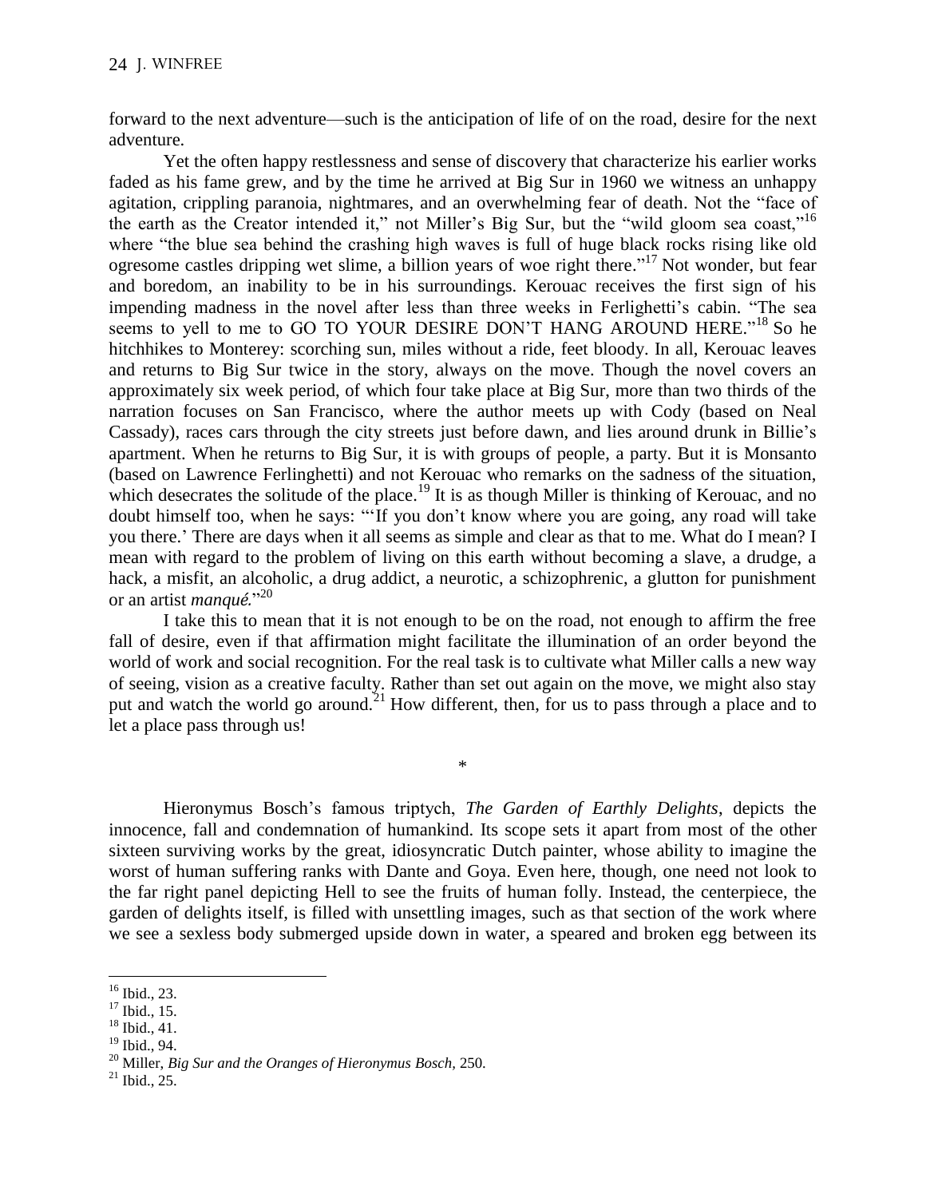forward to the next adventure—such is the anticipation of life of on the road, desire for the next adventure.

Yet the often happy restlessness and sense of discovery that characterize his earlier works faded as his fame grew, and by the time he arrived at Big Sur in 1960 we witness an unhappy agitation, crippling paranoia, nightmares, and an overwhelming fear of death. Not the "face of the earth as the Creator intended it," not Miller's Big Sur, but the "wild gloom sea coast,"[16] where "the blue sea behind the crashing high waves is full of huge black rocks rising like old ogresome castles dripping wet slime, a billion years of woe right there."[17] Not wonder, but fear and boredom, an inability to be in his surroundings. Kerouac receives the first sign of his impending madness in the novel after less than three weeks in Ferlighetti's cabin. "The sea seems to yell to me to GO TO YOUR DESIRE DON'T HANG AROUND HERE."[18] So he hitchhikes to Monterey: scorching sun, miles without a ride, feet bloody. In all, Kerouac leaves and returns to Big Sur twice in the story, always on the move. Though the novel covers an approximately six week period, of which four take place at Big Sur, more than two thirds of the narration focuses on San Francisco, where the author meets up with Cody (based on Neal Cassady), races cars through the city streets just before dawn, and lies around drunk in Billie's apartment. When he returns to Big Sur, it is with groups of people, a party. But it is Monsanto (based on Lawrence Ferlinghetti) and not Kerouac who remarks on the sadness of the situation, which desecrates the solitude of the place.[19] It is as though Miller is thinking of Kerouac, and no doubt himself too, when he says: "'If you don't know where you are going, any road will take you there.' There are days when it all seems as simple and clear as that to me. What do I mean? I mean with regard to the problem of living on this earth without becoming a slave, a drudge, a hack, a misfit, an alcoholic, a drug addict, a neurotic, a schizophrenic, a glutton for punishment or an artist *manqué*."[20]

I take this to mean that it is not enough to be on the road, not enough to affirm the free fall of desire, even if that affirmation might facilitate the illumination of an order beyond the world of work and social recognition. For the real task is to cultivate what Miller calls a new way of seeing, vision as a creative faculty. Rather than set out again on the move, we might also stay put and watch the world go around.[21] How different, then, for us to pass through a place and to let a place pass through us!

*

Hieronymus Bosch's famous triptych, *The Garden of Earthly Delights*, depicts the innocence, fall and condemnation of humankind. Its scope sets it apart from most of the other sixteen surviving works by the great, idiosyncratic Dutch painter, whose ability to imagine the worst of human suffering ranks with Dante and Goya. Even here, though, one need not look to the far right panel depicting Hell to see the fruits of human folly. Instead, the centerpiece, the garden of delights itself, is filled with unsettling images, such as that section of the work where we see a sexless body submerged upside down in water, a speared and broken egg between its

---

[16] Ibid., 23.

[17] Ibid., 15.

[18] Ibid., 41.

[19] Ibid., 94.

[20] Miller, *Big Sur and the Oranges of Hieronymus Bosch,* 250.

[21] Ibid., 25.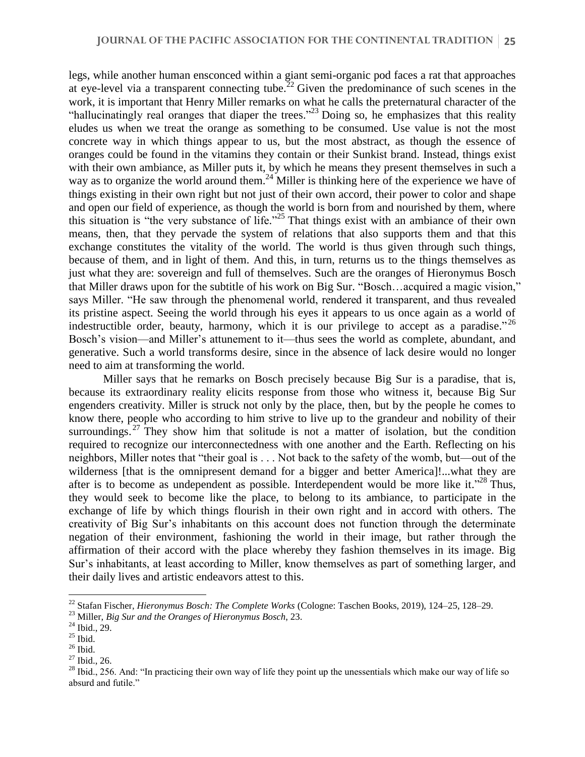legs, while another human ensconced within a giant semi-organic pod faces a rat that approaches at eye-level via a transparent connecting tube.[22] Given the predominance of such scenes in the work, it is important that Henry Miller remarks on what he calls the preternatural character of the "hallucinatingly real oranges that diaper the trees."[23] Doing so, he emphasizes that this reality eludes us when we treat the orange as something to be consumed. Use value is not the most concrete way in which things appear to us, but the most abstract, as though the essence of oranges could be found in the vitamins they contain or their Sunkist brand. Instead, things exist with their own ambiance, as Miller puts it, by which he means they present themselves in such a way as to organize the world around them.[24] Miller is thinking here of the experience we have of things existing in their own right but not just of their own accord, their power to color and shape and open our field of experience, as though the world is born from and nourished by them, where this situation is "the very substance of life."[25] That things exist with an ambiance of their own means, then, that they pervade the system of relations that also supports them and that this exchange constitutes the vitality of the world. The world is thus given through such things, because of them, and in light of them. And this, in turn, returns us to the things themselves as just what they are: sovereign and full of themselves. Such are the oranges of Hieronymus Bosch that Miller draws upon for the subtitle of his work on Big Sur. "Bosch…acquired a magic vision," says Miller. "He saw through the phenomenal world, rendered it transparent, and thus revealed its pristine aspect. Seeing the world through his eyes it appears to us once again as a world of indestructible order, beauty, harmony, which it is our privilege to accept as a paradise."[26] Bosch's vision—and Miller's attunement to it—thus sees the world as complete, abundant, and generative. Such a world transforms desire, since in the absence of lack desire would no longer need to aim at transforming the world.

Miller says that he remarks on Bosch precisely because Big Sur is a paradise, that is, because its extraordinary reality elicits response from those who witness it, because Big Sur engenders creativity. Miller is struck not only by the place, then, but by the people he comes to know there, people who according to him strive to live up to the grandeur and nobility of their surroundings.[27] They show him that solitude is not a matter of isolation, but the condition required to recognize our interconnectedness with one another and the Earth. Reflecting on his neighbors, Miller notes that "their goal is . . . Not back to the safety of the womb, but—out of the wilderness [that is the omnipresent demand for a bigger and better America]!...what they are after is to become as undependent as possible. Interdependent would be more like it."[28] Thus, they would seek to become like the place, to belong to its ambiance, to participate in the exchange of life by which things flourish in their own right and in accord with others. The creativity of Big Sur's inhabitants on this account does not function through the determinate negation of their environment, fashioning the world in their image, but rather through the affirmation of their accord with the place whereby they fashion themselves in its image. Big Sur's inhabitants, at least according to Miller, know themselves as part of something larger, and their daily lives and artistic endeavors attest to this.

---

[22] Stafan Fischer, *Hieronymus Bosch: The Complete Works* (Cologne: Taschen Books, 2019), 124–25, 128–29.

[23] Miller, *Big Sur and the Oranges of Hieronymus Bosch*, 23.

[24] Ibid., 29.

[25] Ibid.

[26] Ibid.

[27] Ibid., 26.

[28] Ibid., 256. And: "In practicing their own way of life they point up the unessentials which make our way of life so absurd and futile."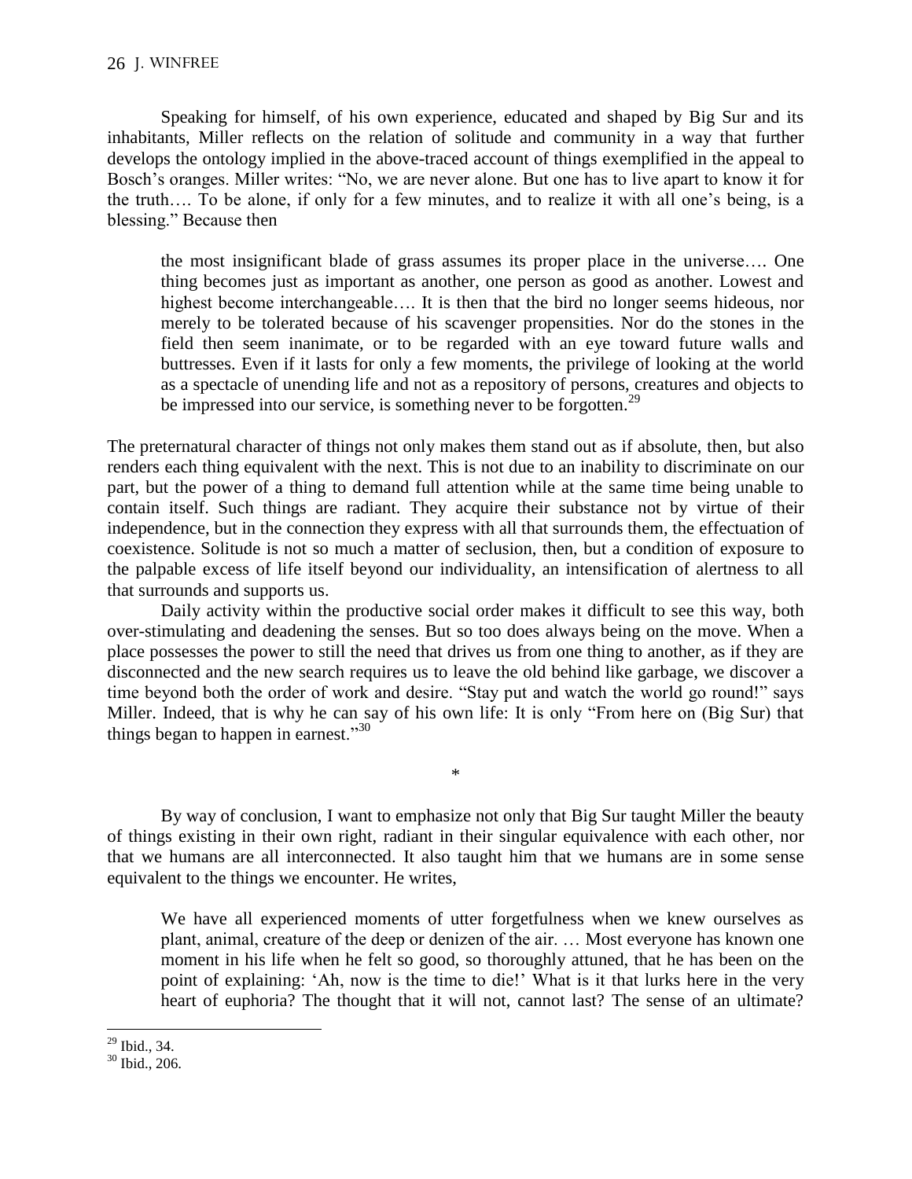Speaking for himself, of his own experience, educated and shaped by Big Sur and its inhabitants, Miller reflects on the relation of solitude and community in a way that further develops the ontology implied in the above-traced account of things exemplified in the appeal to Bosch's oranges. Miller writes: "No, we are never alone. But one has to live apart to know it for the truth…. To be alone, if only for a few minutes, and to realize it with all one's being, is a blessing." Because then

> the most insignificant blade of grass assumes its proper place in the universe…. One thing becomes just as important as another, one person as good as another. Lowest and highest become interchangeable…. It is then that the bird no longer seems hideous, nor merely to be tolerated because of his scavenger propensities. Nor do the stones in the field then seem inanimate, or to be regarded with an eye toward future walls and buttresses. Even if it lasts for only a few moments, the privilege of looking at the world as a spectacle of unending life and not as a repository of persons, creatures and objects to be impressed into our service, is something never to be forgotten.[29]

The preternatural character of things not only makes them stand out as if absolute, then, but also renders each thing equivalent with the next. This is not due to an inability to discriminate on our part, but the power of a thing to demand full attention while at the same time being unable to contain itself. Such things are radiant. They acquire their substance not by virtue of their independence, but in the connection they express with all that surrounds them, the effectuation of coexistence. Solitude is not so much a matter of seclusion, then, but a condition of exposure to the palpable excess of life itself beyond our individuality, an intensification of alertness to all that surrounds and supports us.

Daily activity within the productive social order makes it difficult to see this way, both over-stimulating and deadening the senses. But so too does always being on the move. When a place possesses the power to still the need that drives us from one thing to another, as if they are disconnected and the new search requires us to leave the old behind like garbage, we discover a time beyond both the order of work and desire. "Stay put and watch the world go round!" says Miller. Indeed, that is why he can say of his own life: It is only "From here on (Big Sur) that things began to happen in earnest."[30]

*

By way of conclusion, I want to emphasize not only that Big Sur taught Miller the beauty of things existing in their own right, radiant in their singular equivalence with each other, nor that we humans are all interconnected. It also taught him that we humans are in some sense equivalent to the things we encounter. He writes,

> We have all experienced moments of utter forgetfulness when we knew ourselves as plant, animal, creature of the deep or denizen of the air. … Most everyone has known one moment in his life when he felt so good, so thoroughly attuned, that he has been on the point of explaining: 'Ah, now is the time to die!' What is it that lurks here in the very heart of euphoria? The thought that it will not, cannot last? The sense of an ultimate?

---

[29] Ibid., 34.

[30] Ibid., 206.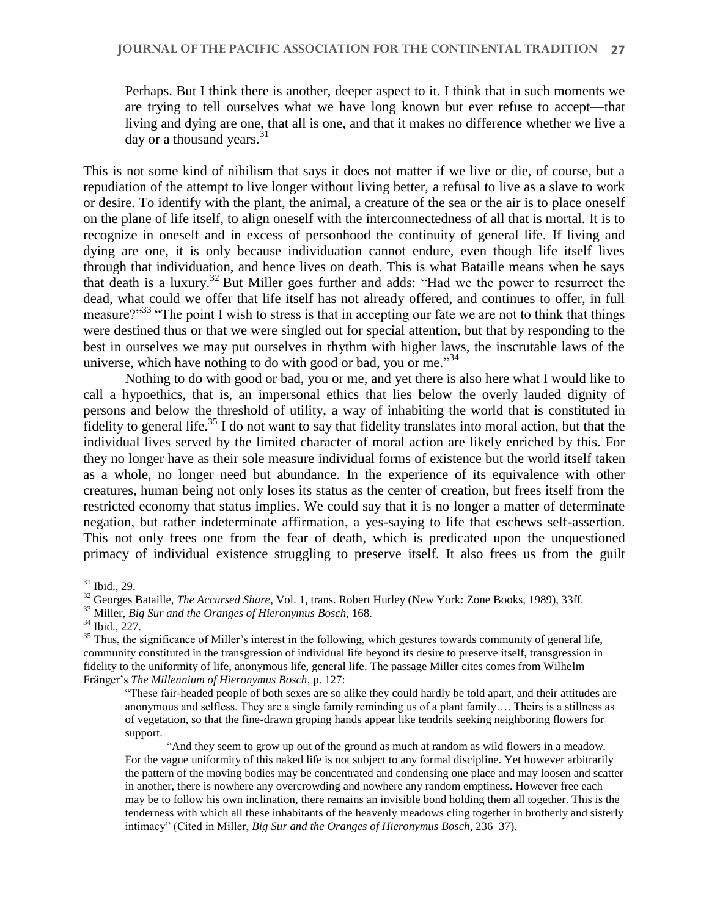> Perhaps. But I think there is another, deeper aspect to it. I think that in such moments we are trying to tell ourselves what we have long known but ever refuse to accept—that living and dying are one, that all is one, and that it makes no difference whether we live a day or a thousand years.[31]

This is not some kind of nihilism that says it does not matter if we live or die, of course, but a repudiation of the attempt to live longer without living better, a refusal to live as a slave to work or desire. To identify with the plant, the animal, a creature of the sea or the air is to place oneself on the plane of life itself, to align oneself with the interconnectedness of all that is mortal. It is to recognize in oneself and in excess of personhood the continuity of general life. If living and dying are one, it is only because individuation cannot endure, even though life itself lives through that individuation, and hence lives on death. This is what Bataille means when he says that death is a luxury.[32] But Miller goes further and adds: "Had we the power to resurrect the dead, what could we offer that life itself has not already offered, and continues to offer, in full measure?"[33] "The point I wish to stress is that in accepting our fate we are not to think that things were destined thus or that we were singled out for special attention, but that by responding to the best in ourselves we may put ourselves in rhythm with higher laws, the inscrutable laws of the universe, which have nothing to do with good or bad, you or me."[34]

Nothing to do with good or bad, you or me, and yet there is also here what I would like to call a hypoethics, that is, an impersonal ethics that lies below the overly lauded dignity of persons and below the threshold of utility, a way of inhabiting the world that is constituted in fidelity to general life.[35] I do not want to say that fidelity translates into moral action, but that the individual lives served by the limited character of moral action are likely enriched by this. For they no longer have as their sole measure individual forms of existence but the world itself taken as a whole, no longer need but abundance. In the experience of its equivalence with other creatures, human being not only loses its status as the center of creation, but frees itself from the restricted economy that status implies. We could say that it is no longer a matter of determinate negation, but rather indeterminate affirmation, a yes-saying to life that eschews self-assertion. This not only frees one from the fear of death, which is predicated upon the unquestioned primacy of individual existence struggling to preserve itself. It also frees us from the guilt

---

[31] Ibid., 29.

[32] Georges Bataille, *The Accursed Share*, Vol. 1, trans. Robert Hurley (New York: Zone Books, 1989), 33ff.

[33] Miller, *Big Sur and the Oranges of Hieronymus Bosch*, 168.

[34] Ibid., 227.

[35] Thus, the significance of Miller's interest in the following, which gestures towards community of general life, community constituted in the transgression of individual life beyond its desire to preserve itself, transgression in fidelity to the uniformity of life, anonymous life, general life. The passage Miller cites comes from Wilhelm Fränger's *The Millennium of Hieronymus Bosch*, p. 127:

> "These fair-headed people of both sexes are so alike they could hardly be told apart, and their attitudes are anonymous and selfless. They are a single family reminding us of a plant family…. Theirs is a stillness as of vegetation, so that the fine-drawn groping hands appear like tendrils seeking neighboring flowers for support.
>
> "And they seem to grow up out of the ground as much at random as wild flowers in a meadow. For the vague uniformity of this naked life is not subject to any formal discipline. Yet however arbitrarily the pattern of the moving bodies may be concentrated and condensing one place and may loosen and scatter in another, there is nowhere any overcrowding and nowhere any random emptiness. However free each may be to follow his own inclination, there remains an invisible bond holding them all together. This is the tenderness with which all these inhabitants of the heavenly meadows cling together in brotherly and sisterly intimacy" (Cited in Miller, *Big Sur and the Oranges of Hieronymus Bosch*, 236–37).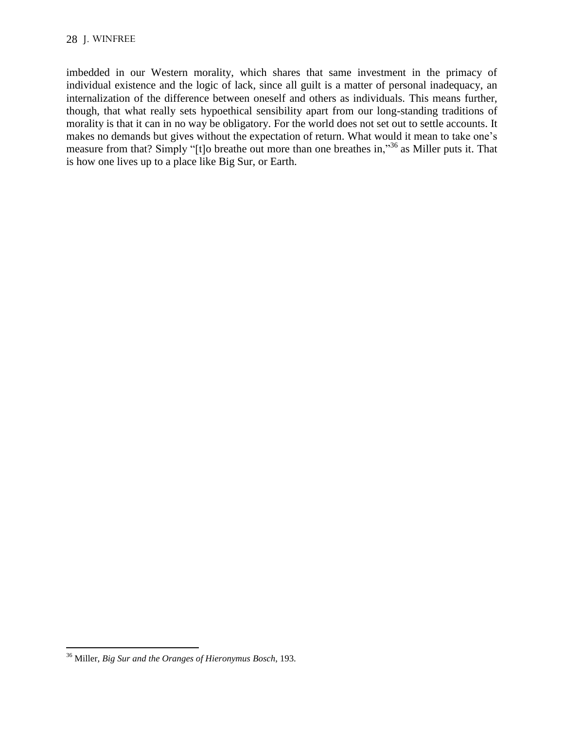imbedded in our Western morality, which shares that same investment in the primacy of individual existence and the logic of lack, since all guilt is a matter of personal inadequacy, an internalization of the difference between oneself and others as individuals. This means further, though, that what really sets hypoethical sensibility apart from our long-standing traditions of morality is that it can in no way be obligatory. For the world does not set out to settle accounts. It makes no demands but gives without the expectation of return. What would it mean to take one's measure from that? Simply "[t]o breathe out more than one breathes in,"[36] as Miller puts it. That is how one lives up to a place like Big Sur, or Earth.

---

[36] Miller, *Big Sur and the Oranges of Hieronymus Bosch*, 193.